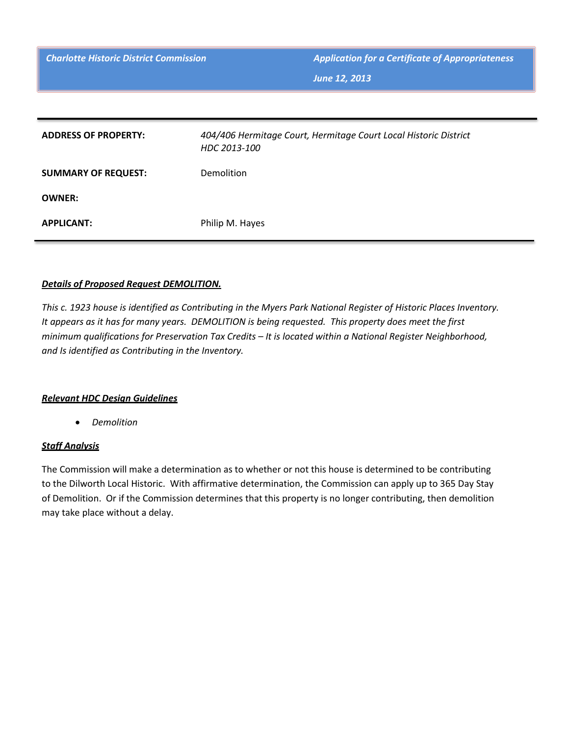**Charlotte Historic District Commission** | **Application for a Certificate of Appropriateness**

**June 12, 2013**

| | |
|---|---|
| **ADDRESS OF PROPERTY:** | *404/406 Hermitage Court, Hermitage Court Local Historic District HDC 2013-100* |
| **SUMMARY OF REQUEST:** | Demolition |
| **OWNER:** | |
| **APPLICANT:** | Philip M. Hayes |

***Details of Proposed Request DEMOLITION.***

*This c. 1923 house is identified as Contributing in the Myers Park National Register of Historic Places Inventory. It appears as it has for many years. DEMOLITION is being requested. This property does meet the first minimum qualifications for Preservation Tax Credits – It is located within a National Register Neighborhood, and Is identified as Contributing in the Inventory.*

***Relevant HDC Design Guidelines***

- *Demolition*

***Staff Analysis***

The Commission will make a determination as to whether or not this house is determined to be contributing to the Dilworth Local Historic. With affirmative determination, the Commission can apply up to 365 Day Stay of Demolition. Or if the Commission determines that this property is no longer contributing, then demolition may take place without a delay.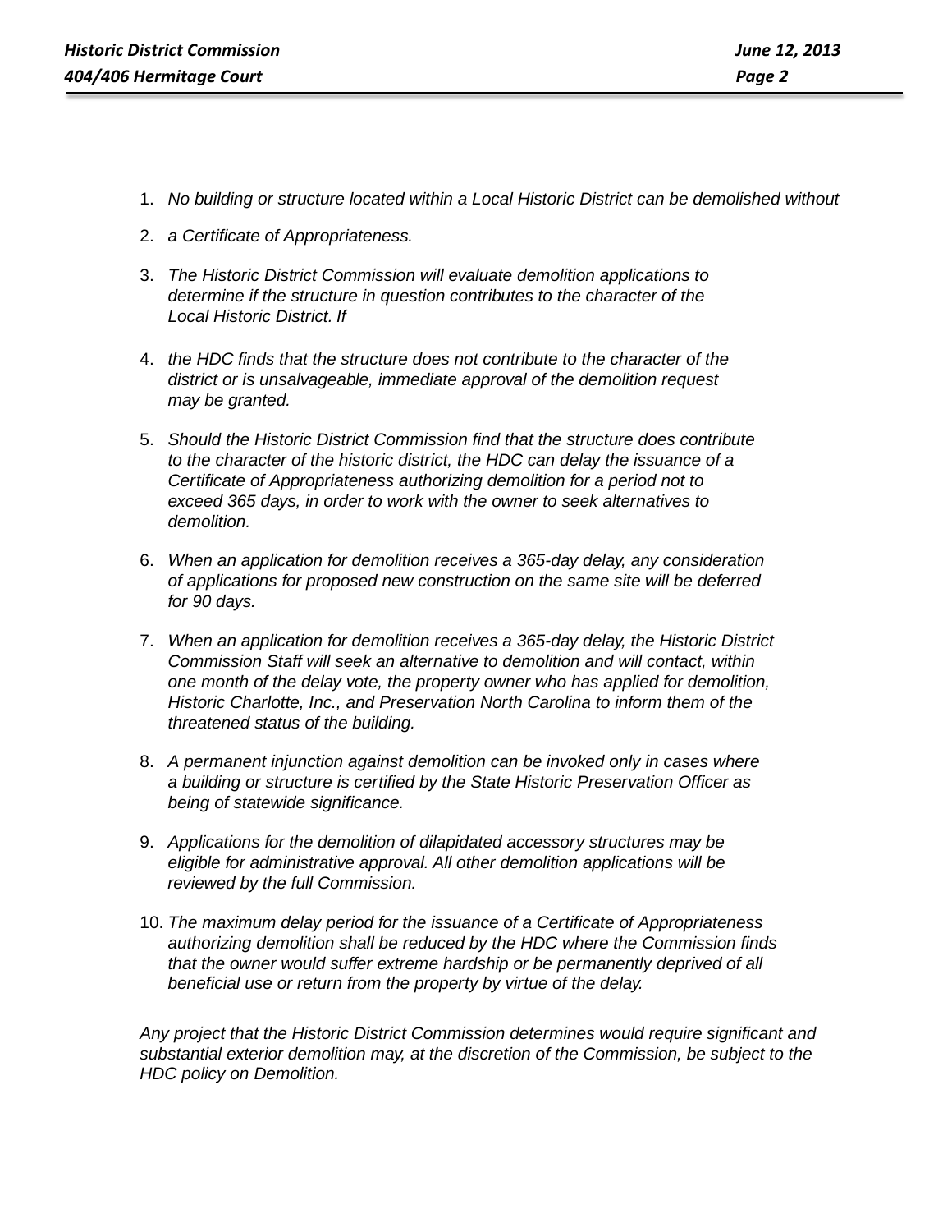1. *No building or structure located within a Local Historic District can be demolished without*
2. *a Certificate of Appropriateness.*
3. *The Historic District Commission will evaluate demolition applications to determine if the structure in question contributes to the character of the Local Historic District. If*
4. *the HDC finds that the structure does not contribute to the character of the district or is unsalvageable, immediate approval of the demolition request may be granted.*
5. *Should the Historic District Commission find that the structure does contribute to the character of the historic district, the HDC can delay the issuance of a Certificate of Appropriateness authorizing demolition for a period not to exceed 365 days, in order to work with the owner to seek alternatives to demolition.*
6. *When an application for demolition receives a 365-day delay, any consideration of applications for proposed new construction on the same site will be deferred for 90 days.*
7. *When an application for demolition receives a 365-day delay, the Historic District Commission Staff will seek an alternative to demolition and will contact, within one month of the delay vote, the property owner who has applied for demolition, Historic Charlotte, Inc., and Preservation North Carolina to inform them of the threatened status of the building.*
8. *A permanent injunction against demolition can be invoked only in cases where a building or structure is certified by the State Historic Preservation Officer as being of statewide significance.*
9. *Applications for the demolition of dilapidated accessory structures may be eligible for administrative approval. All other demolition applications will be reviewed by the full Commission.*
10. *The maximum delay period for the issuance of a Certificate of Appropriateness authorizing demolition shall be reduced by the HDC where the Commission finds that the owner would suffer extreme hardship or be permanently deprived of all beneficial use or return from the property by virtue of the delay.*

*Any project that the Historic District Commission determines would require significant and substantial exterior demolition may, at the discretion of the Commission, be subject to the HDC policy on Demolition.*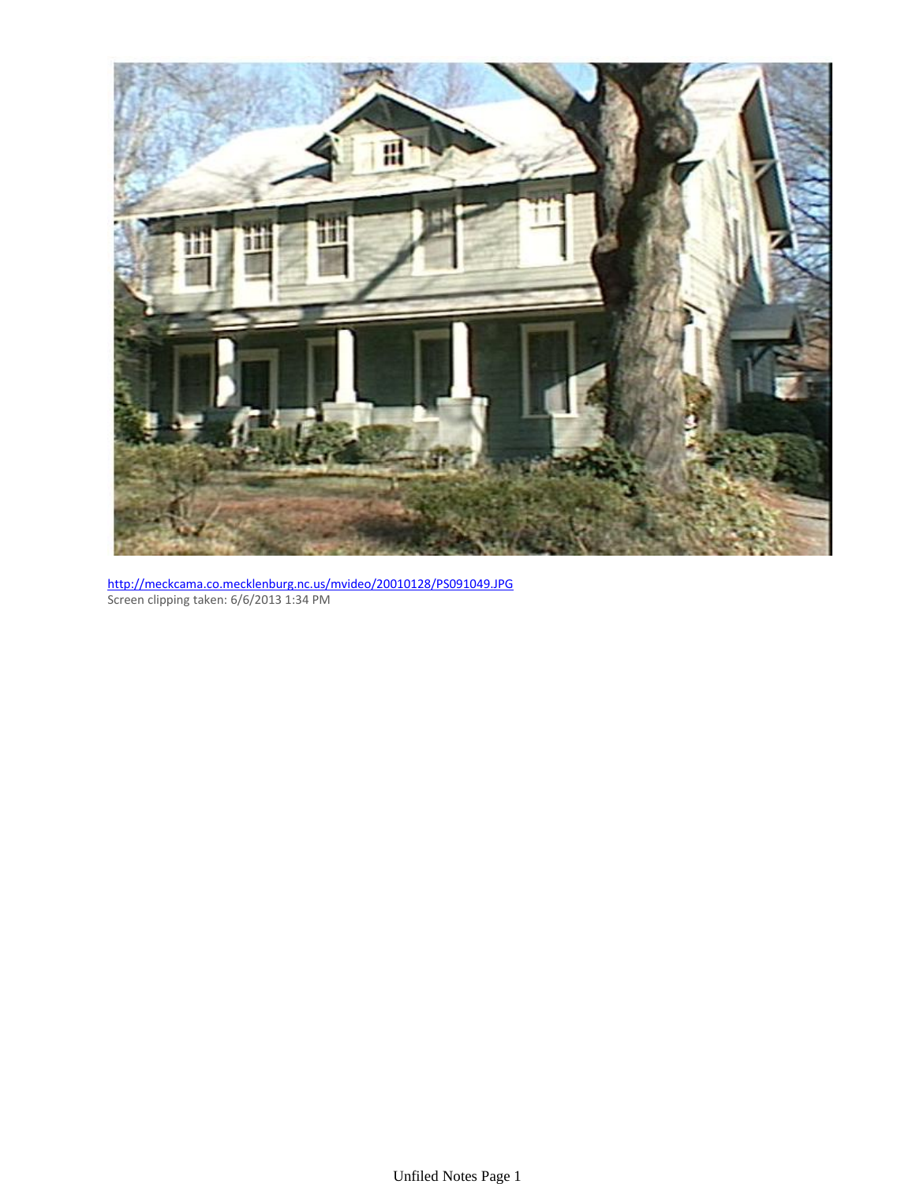http://meckcama.co.mecklenburg.nc.us/mvideo/20010128/PS091049.JPG
Screen clipping taken: 6/6/2013 1:34 PM